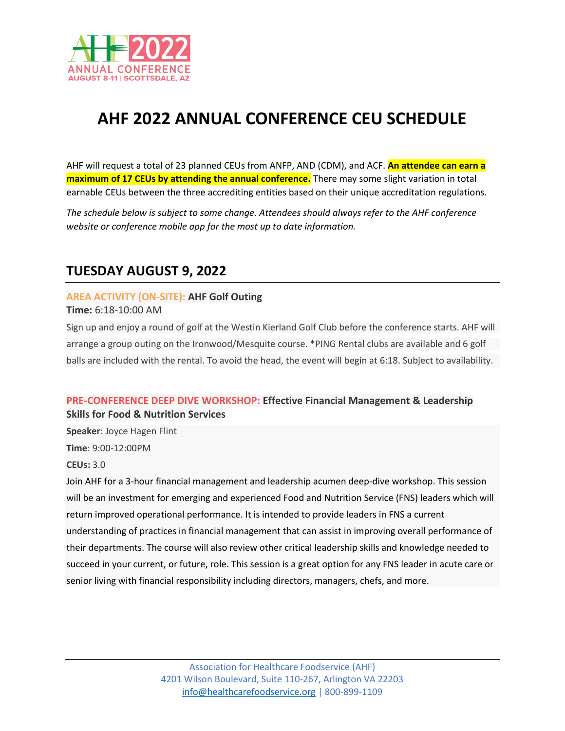# AHF 2022 ANNUAL CONFERENCE CEU SCHEDULE

AHF will request a total of 23 planned CEUs from ANFP, AND (CDM), and ACF. **An attendee can earn a maximum of 17 CEUs by attending the annual conference.** There may some slight variation in total earnable CEUs between the three accrediting entities based on their unique accreditation regulations.

*The schedule below is subject to some change. Attendees should always refer to the AHF conference website or conference mobile app for the most up to date information.*

## TUESDAY AUGUST 9, 2022

**AREA ACTIVITY (ON-SITE): AHF Golf Outing**

**Time:** 6:18-10:00 AM

Sign up and enjoy a round of golf at the Westin Kierland Golf Club before the conference starts. AHF will arrange a group outing on the Ironwood/Mesquite course. *PING Rental clubs are available and 6 golf balls are included with the rental. To avoid the head, the event will begin at 6:18. Subject to availability.

**PRE-CONFERENCE DEEP DIVE WORKSHOP: Effective Financial Management & Leadership Skills for Food & Nutrition Services**

**Speaker**: Joyce Hagen Flint

**Time**: 9:00-12:00PM

**CEUs:** 3.0

Join AHF for a 3-hour financial management and leadership acumen deep-dive workshop. This session will be an investment for emerging and experienced Food and Nutrition Service (FNS) leaders which will return improved operational performance. It is intended to provide leaders in FNS a current understanding of practices in financial management that can assist in improving overall performance of their departments. The course will also review other critical leadership skills and knowledge needed to succeed in your current, or future, role. This session is a great option for any FNS leader in acute care or senior living with financial responsibility including directors, managers, chefs, and more.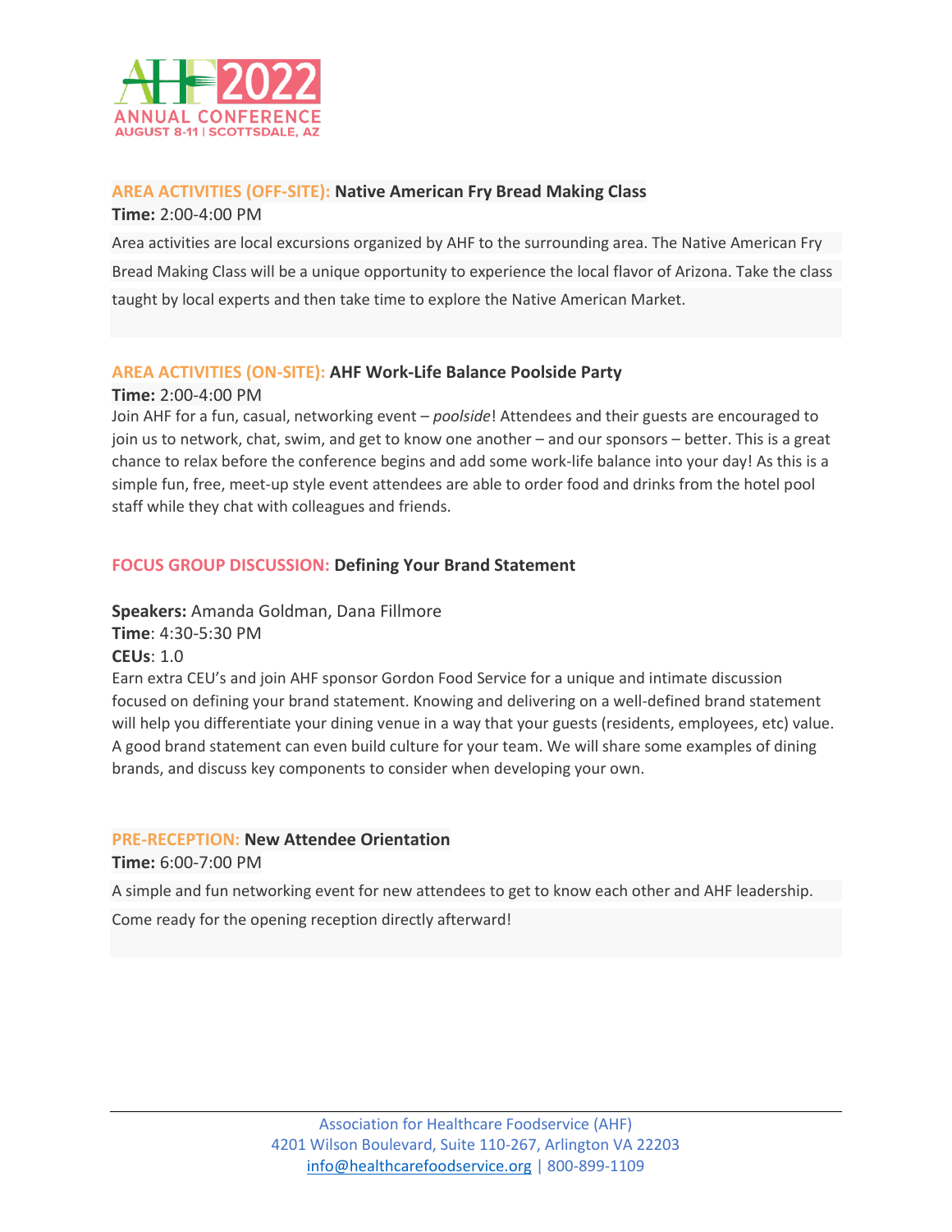**AREA ACTIVITIES (OFF-SITE): Native American Fry Bread Making Class**

**Time:** 2:00-4:00 PM

Area activities are local excursions organized by AHF to the surrounding area. The Native American Fry Bread Making Class will be a unique opportunity to experience the local flavor of Arizona. Take the class taught by local experts and then take time to explore the Native American Market.

**AREA ACTIVITIES (ON-SITE): AHF Work-Life Balance Poolside Party**

**Time:** 2:00-4:00 PM

Join AHF for a fun, casual, networking event – *poolside*! Attendees and their guests are encouraged to join us to network, chat, swim, and get to know one another – and our sponsors – better. This is a great chance to relax before the conference begins and add some work-life balance into your day! As this is a simple fun, free, meet-up style event attendees are able to order food and drinks from the hotel pool staff while they chat with colleagues and friends.

**FOCUS GROUP DISCUSSION: Defining Your Brand Statement**

**Speakers:** Amanda Goldman, Dana Fillmore

**Time**: 4:30-5:30 PM

**CEUs**: 1.0

Earn extra CEU's and join AHF sponsor Gordon Food Service for a unique and intimate discussion focused on defining your brand statement. Knowing and delivering on a well-defined brand statement will help you differentiate your dining venue in a way that your guests (residents, employees, etc) value. A good brand statement can even build culture for your team. We will share some examples of dining brands, and discuss key components to consider when developing your own.

**PRE-RECEPTION: New Attendee Orientation**

**Time:** 6:00-7:00 PM

A simple and fun networking event for new attendees to get to know each other and AHF leadership. Come ready for the opening reception directly afterward!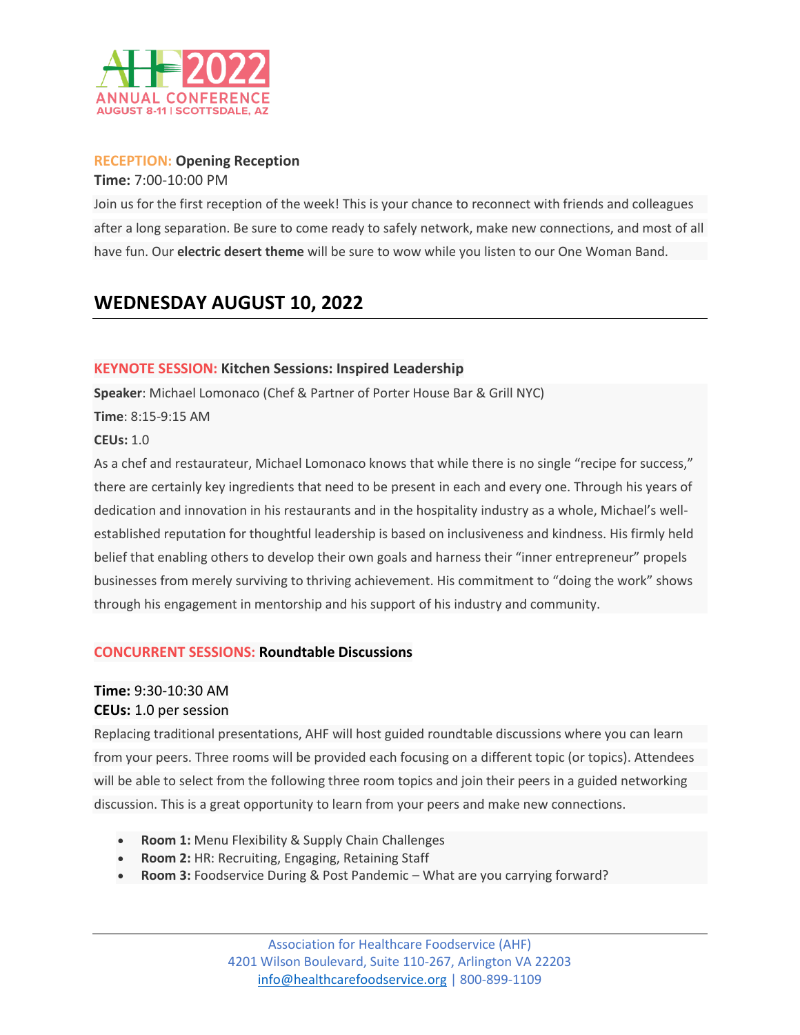**RECEPTION:** **Opening Reception**

**Time:** 7:00-10:00 PM

Join us for the first reception of the week! This is your chance to reconnect with friends and colleagues after a long separation. Be sure to come ready to safely network, make new connections, and most of all have fun. Our **electric desert theme** will be sure to wow while you listen to our One Woman Band.

## WEDNESDAY AUGUST 10, 2022

**KEYNOTE SESSION:** **Kitchen Sessions: Inspired Leadership**

**Speaker**: Michael Lomonaco (Chef & Partner of Porter House Bar & Grill NYC)

**Time**: 8:15-9:15 AM

**CEUs:** 1.0

As a chef and restaurateur, Michael Lomonaco knows that while there is no single "recipe for success," there are certainly key ingredients that need to be present in each and every one. Through his years of dedication and innovation in his restaurants and in the hospitality industry as a whole, Michael's well-established reputation for thoughtful leadership is based on inclusiveness and kindness. His firmly held belief that enabling others to develop their own goals and harness their "inner entrepreneur" propels businesses from merely surviving to thriving achievement. His commitment to "doing the work" shows through his engagement in mentorship and his support of his industry and community.

**CONCURRENT SESSIONS:** **Roundtable Discussions**

**Time:** 9:30-10:30 AM

**CEUs:** 1.0 per session

Replacing traditional presentations, AHF will host guided roundtable discussions where you can learn from your peers. Three rooms will be provided each focusing on a different topic (or topics). Attendees will be able to select from the following three room topics and join their peers in a guided networking discussion. This is a great opportunity to learn from your peers and make new connections.

- **Room 1:** Menu Flexibility & Supply Chain Challenges
- **Room 2:** HR: Recruiting, Engaging, Retaining Staff
- **Room 3:** Foodservice During & Post Pandemic – What are you carrying forward?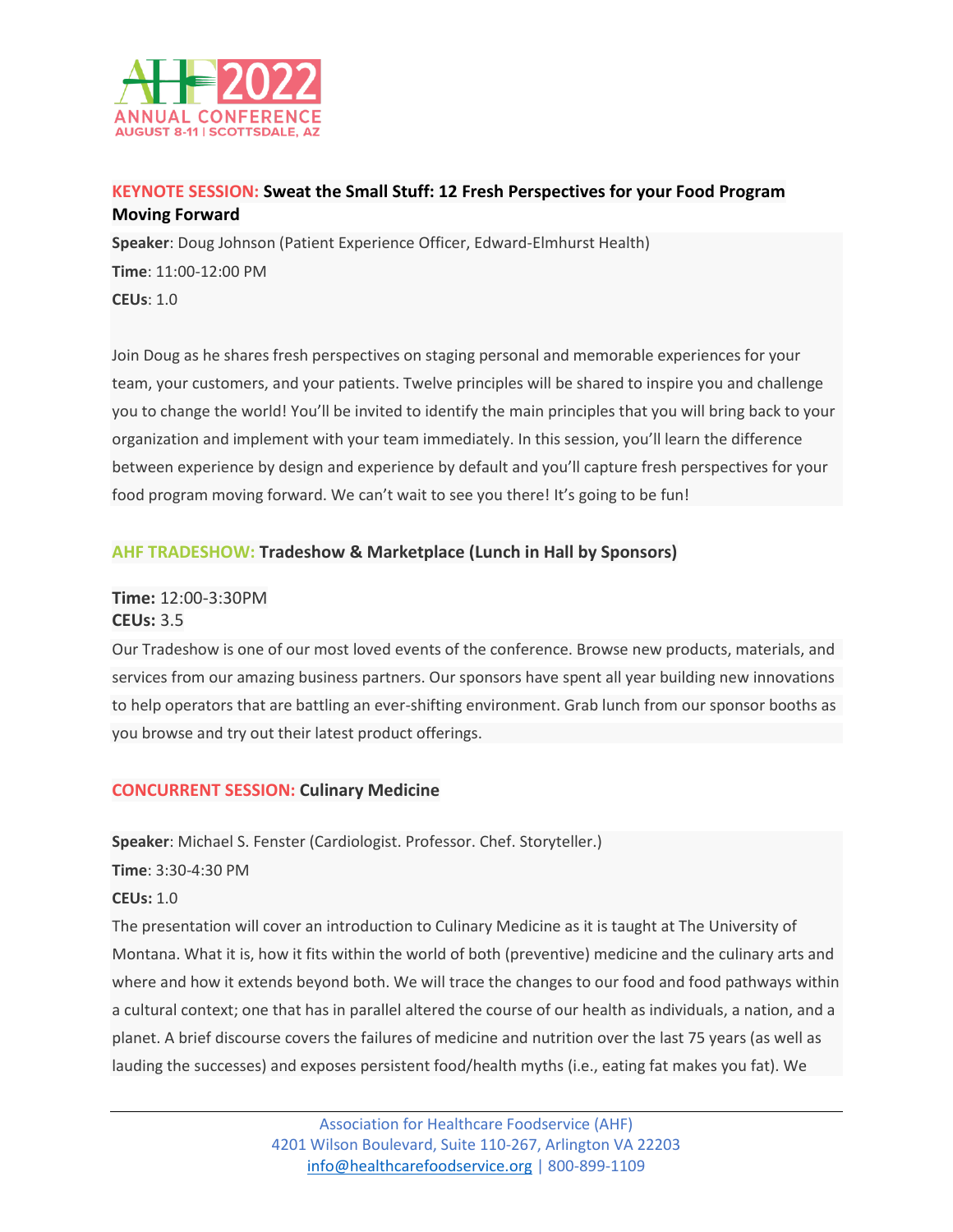### KEYNOTE SESSION: Sweat the Small Stuff: 12 Fresh Perspectives for your Food Program Moving Forward

**Speaker**: Doug Johnson (Patient Experience Officer, Edward-Elmhurst Health)

**Time**: 11:00-12:00 PM

**CEUs**: 1.0

Join Doug as he shares fresh perspectives on staging personal and memorable experiences for your team, your customers, and your patients. Twelve principles will be shared to inspire you and challenge you to change the world! You'll be invited to identify the main principles that you will bring back to your organization and implement with your team immediately. In this session, you'll learn the difference between experience by design and experience by default and you'll capture fresh perspectives for your food program moving forward. We can't wait to see you there! It's going to be fun!

### AHF TRADESHOW: Tradeshow & Marketplace (Lunch in Hall by Sponsors)

**Time:** 12:00-3:30PM
**CEUs:** 3.5

Our Tradeshow is one of our most loved events of the conference. Browse new products, materials, and services from our amazing business partners. Our sponsors have spent all year building new innovations to help operators that are battling an ever-shifting environment. Grab lunch from our sponsor booths as you browse and try out their latest product offerings.

### CONCURRENT SESSION: Culinary Medicine

**Speaker**: Michael S. Fenster (Cardiologist. Professor. Chef. Storyteller.)

**Time**: 3:30-4:30 PM

**CEUs:** 1.0

The presentation will cover an introduction to Culinary Medicine as it is taught at The University of Montana. What it is, how it fits within the world of both (preventive) medicine and the culinary arts and where and how it extends beyond both. We will trace the changes to our food and food pathways within a cultural context; one that has in parallel altered the course of our health as individuals, a nation, and a planet. A brief discourse covers the failures of medicine and nutrition over the last 75 years (as well as lauding the successes) and exposes persistent food/health myths (i.e., eating fat makes you fat). We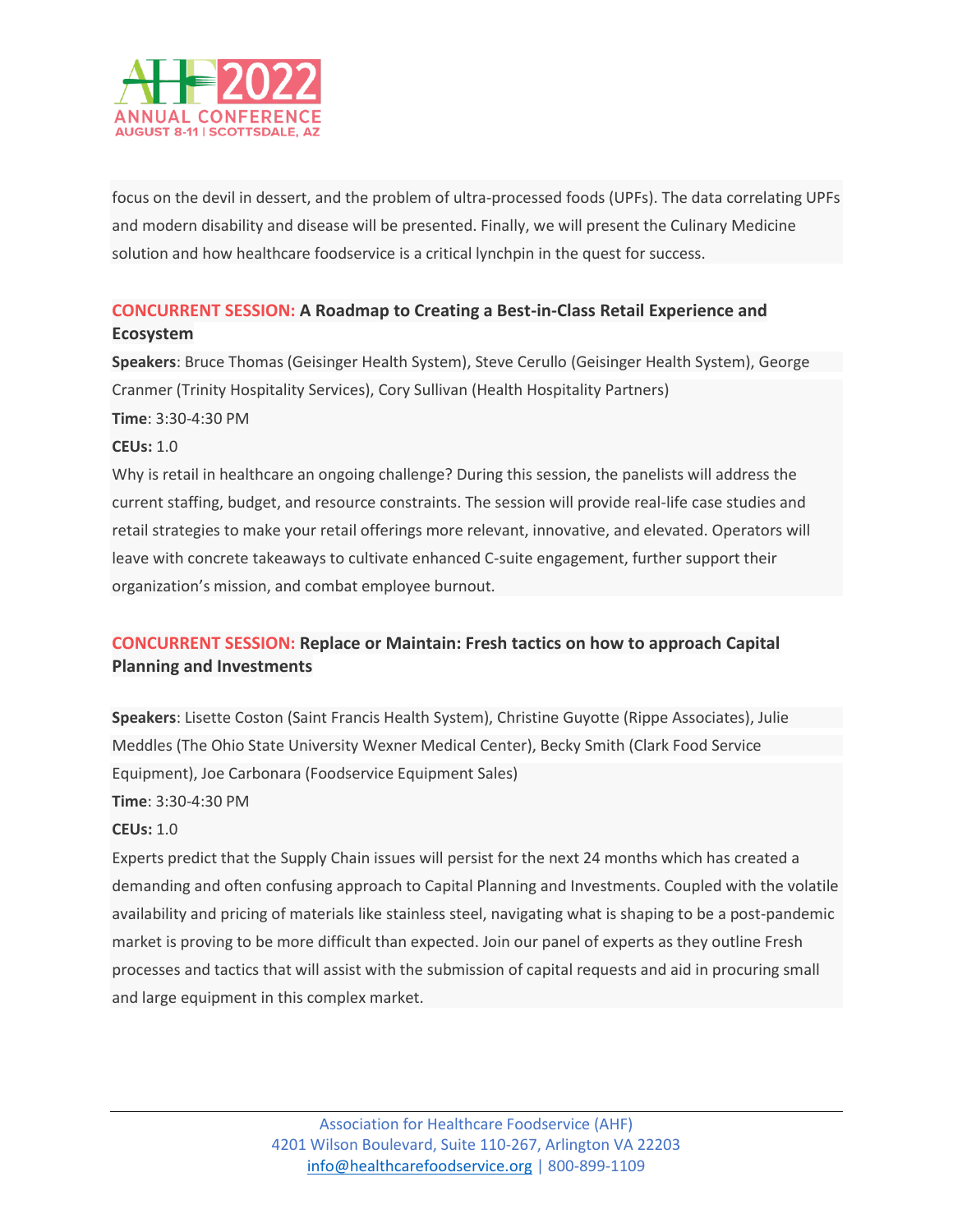focus on the devil in dessert, and the problem of ultra-processed foods (UPFs). The data correlating UPFs and modern disability and disease will be presented. Finally, we will present the Culinary Medicine solution and how healthcare foodservice is a critical lynchpin in the quest for success.

### CONCURRENT SESSION: A Roadmap to Creating a Best-in-Class Retail Experience and Ecosystem

**Speakers**: Bruce Thomas (Geisinger Health System), Steve Cerullo (Geisinger Health System), George Cranmer (Trinity Hospitality Services), Cory Sullivan (Health Hospitality Partners)

**Time**: 3:30-4:30 PM

**CEUs:** 1.0

Why is retail in healthcare an ongoing challenge? During this session, the panelists will address the current staffing, budget, and resource constraints. The session will provide real-life case studies and retail strategies to make your retail offerings more relevant, innovative, and elevated. Operators will leave with concrete takeaways to cultivate enhanced C-suite engagement, further support their organization's mission, and combat employee burnout.

### CONCURRENT SESSION: Replace or Maintain: Fresh tactics on how to approach Capital Planning and Investments

**Speakers**: Lisette Coston (Saint Francis Health System), Christine Guyotte (Rippe Associates), Julie Meddles (The Ohio State University Wexner Medical Center), Becky Smith (Clark Food Service Equipment), Joe Carbonara (Foodservice Equipment Sales)

**Time**: 3:30-4:30 PM

**CEUs:** 1.0

Experts predict that the Supply Chain issues will persist for the next 24 months which has created a demanding and often confusing approach to Capital Planning and Investments. Coupled with the volatile availability and pricing of materials like stainless steel, navigating what is shaping to be a post-pandemic market is proving to be more difficult than expected. Join our panel of experts as they outline Fresh processes and tactics that will assist with the submission of capital requests and aid in procuring small and large equipment in this complex market.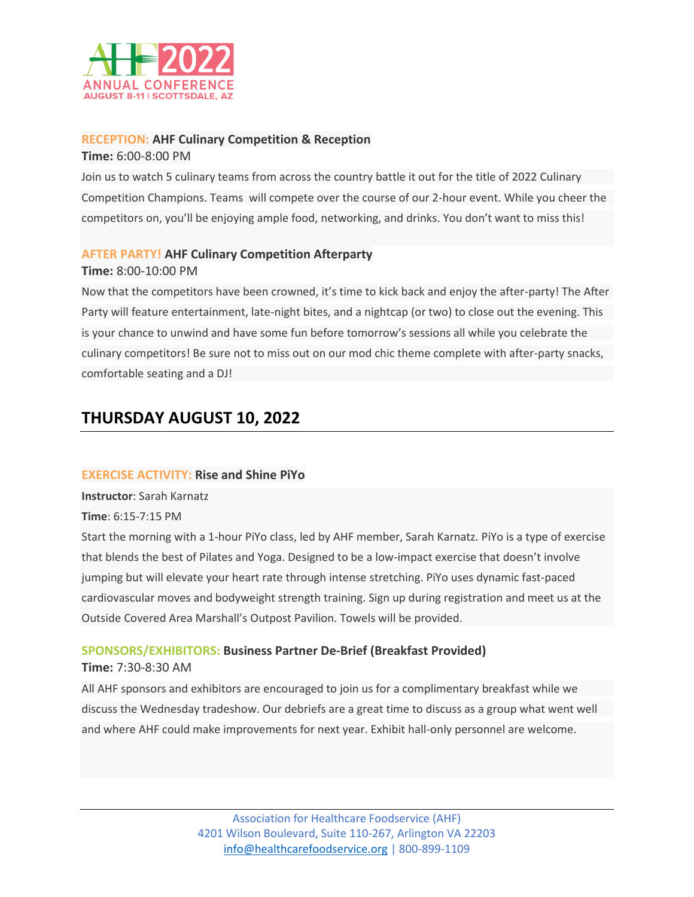**RECEPTION:** **AHF Culinary Competition & Reception**

**Time:** 6:00-8:00 PM

Join us to watch 5 culinary teams from across the country battle it out for the title of 2022 Culinary Competition Champions. Teams will compete over the course of our 2-hour event. While you cheer the competitors on, you'll be enjoying ample food, networking, and drinks. You don't want to miss this!

**AFTER PARTY!** **AHF Culinary Competition Afterparty**

**Time:** 8:00-10:00 PM

Now that the competitors have been crowned, it's time to kick back and enjoy the after-party! The After Party will feature entertainment, late-night bites, and a nightcap (or two) to close out the evening. This is your chance to unwind and have some fun before tomorrow's sessions all while you celebrate the culinary competitors! Be sure not to miss out on our mod chic theme complete with after-party snacks, comfortable seating and a DJ!

## THURSDAY AUGUST 10, 2022

**EXERCISE ACTIVITY:** **Rise and Shine PiYo**

**Instructor**: Sarah Karnatz

**Time**: 6:15-7:15 PM

Start the morning with a 1-hour PiYo class, led by AHF member, Sarah Karnatz. PiYo is a type of exercise that blends the best of Pilates and Yoga. Designed to be a low-impact exercise that doesn't involve jumping but will elevate your heart rate through intense stretching. PiYo uses dynamic fast-paced cardiovascular moves and bodyweight strength training. Sign up during registration and meet us at the Outside Covered Area Marshall's Outpost Pavilion. Towels will be provided.

**SPONSORS/EXHIBITORS:** **Business Partner De-Brief (Breakfast Provided)**

**Time:** 7:30-8:30 AM

All AHF sponsors and exhibitors are encouraged to join us for a complimentary breakfast while we discuss the Wednesday tradeshow. Our debriefs are a great time to discuss as a group what went well and where AHF could make improvements for next year. Exhibit hall-only personnel are welcome.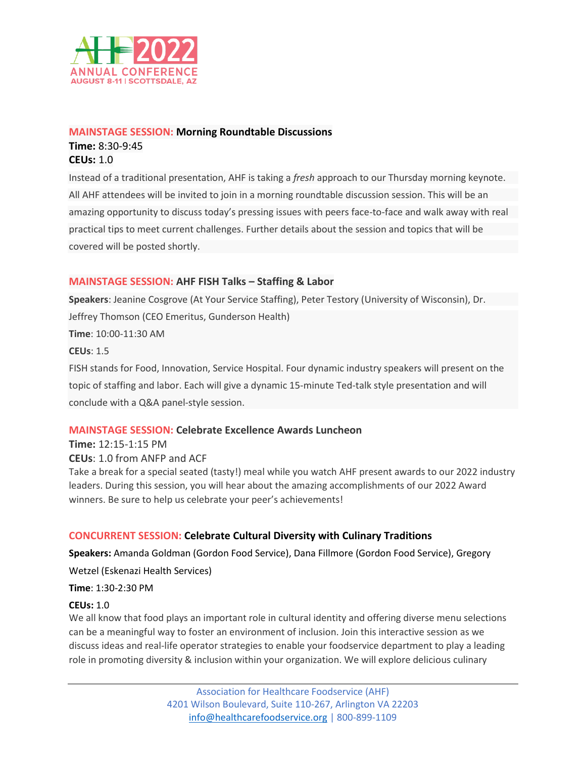### **MAINSTAGE SESSION: Morning Roundtable Discussions**

**Time:** 8:30-9:45
**CEUs:** 1.0

Instead of a traditional presentation, AHF is taking a *fresh* approach to our Thursday morning keynote. All AHF attendees will be invited to join in a morning roundtable discussion session. This will be an amazing opportunity to discuss today's pressing issues with peers face-to-face and walk away with real practical tips to meet current challenges. Further details about the session and topics that will be covered will be posted shortly.

### **MAINSTAGE SESSION: AHF FISH Talks – Staffing & Labor**

**Speakers**: Jeanine Cosgrove (At Your Service Staffing), Peter Testory (University of Wisconsin), Dr. Jeffrey Thomson (CEO Emeritus, Gunderson Health)

**Time**: 10:00-11:30 AM

**CEUs**: 1.5

FISH stands for Food, Innovation, Service Hospital. Four dynamic industry speakers will present on the topic of staffing and labor. Each will give a dynamic 15-minute Ted-talk style presentation and will conclude with a Q&A panel-style session.

### **MAINSTAGE SESSION: Celebrate Excellence Awards Luncheon**

**Time:** 12:15-1:15 PM
**CEUs**: 1.0 from ANFP and ACF

Take a break for a special seated (tasty!) meal while you watch AHF present awards to our 2022 industry leaders. During this session, you will hear about the amazing accomplishments of our 2022 Award winners. Be sure to help us celebrate your peer's achievements!

### **CONCURRENT SESSION: Celebrate Cultural Diversity with Culinary Traditions**

**Speakers:** Amanda Goldman (Gordon Food Service), Dana Fillmore (Gordon Food Service), Gregory Wetzel (Eskenazi Health Services)

**Time**: 1:30-2:30 PM

**CEUs:** 1.0

We all know that food plays an important role in cultural identity and offering diverse menu selections can be a meaningful way to foster an environment of inclusion. Join this interactive session as we discuss ideas and real-life operator strategies to enable your foodservice department to play a leading role in promoting diversity & inclusion within your organization. We will explore delicious culinary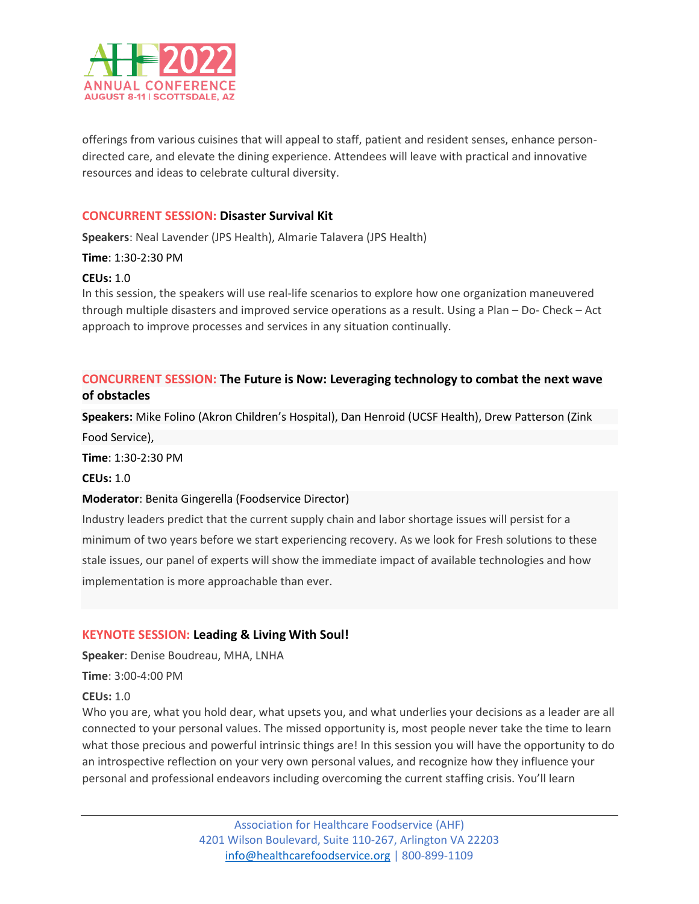offerings from various cuisines that will appeal to staff, patient and resident senses, enhance person-directed care, and elevate the dining experience. Attendees will leave with practical and innovative resources and ideas to celebrate cultural diversity.

### CONCURRENT SESSION: Disaster Survival Kit

**Speakers**: Neal Lavender (JPS Health), Almarie Talavera (JPS Health)

**Time**: 1:30-2:30 PM

**CEUs:** 1.0

In this session, the speakers will use real-life scenarios to explore how one organization maneuvered through multiple disasters and improved service operations as a result. Using a Plan – Do- Check – Act approach to improve processes and services in any situation continually.

### CONCURRENT SESSION: The Future is Now: Leveraging technology to combat the next wave of obstacles

**Speakers:** Mike Folino (Akron Children's Hospital), Dan Henroid (UCSF Health), Drew Patterson (Zink Food Service),

**Time**: 1:30-2:30 PM

**CEUs:** 1.0

**Moderator**: Benita Gingerella (Foodservice Director)

Industry leaders predict that the current supply chain and labor shortage issues will persist for a minimum of two years before we start experiencing recovery. As we look for Fresh solutions to these stale issues, our panel of experts will show the immediate impact of available technologies and how implementation is more approachable than ever.

### KEYNOTE SESSION: Leading & Living With Soul!

**Speaker**: Denise Boudreau, MHA, LNHA

**Time**: 3:00-4:00 PM

**CEUs:** 1.0

Who you are, what you hold dear, what upsets you, and what underlies your decisions as a leader are all connected to your personal values. The missed opportunity is, most people never take the time to learn what those precious and powerful intrinsic things are! In this session you will have the opportunity to do an introspective reflection on your very own personal values, and recognize how they influence your personal and professional endeavors including overcoming the current staffing crisis. You'll learn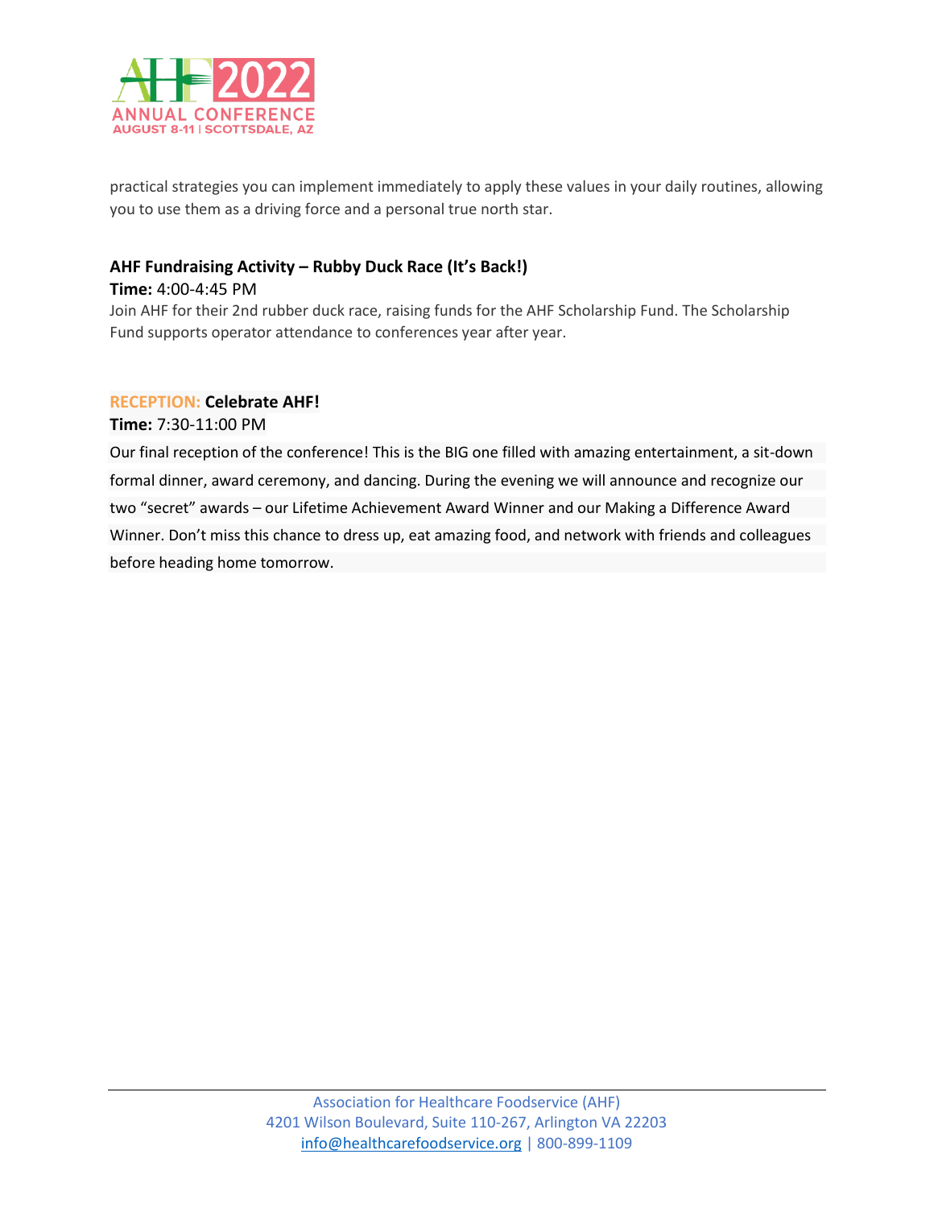practical strategies you can implement immediately to apply these values in your daily routines, allowing you to use them as a driving force and a personal true north star.

### AHF Fundraising Activity – Rubby Duck Race (It's Back!)

**Time:** 4:00-4:45 PM

Join AHF for their 2nd rubber duck race, raising funds for the AHF Scholarship Fund. The Scholarship Fund supports operator attendance to conferences year after year.

### RECEPTION: Celebrate AHF!

**Time:** 7:30-11:00 PM

Our final reception of the conference! This is the BIG one filled with amazing entertainment, a sit-down formal dinner, award ceremony, and dancing. During the evening we will announce and recognize our two "secret" awards – our Lifetime Achievement Award Winner and our Making a Difference Award Winner. Don't miss this chance to dress up, eat amazing food, and network with friends and colleagues before heading home tomorrow.